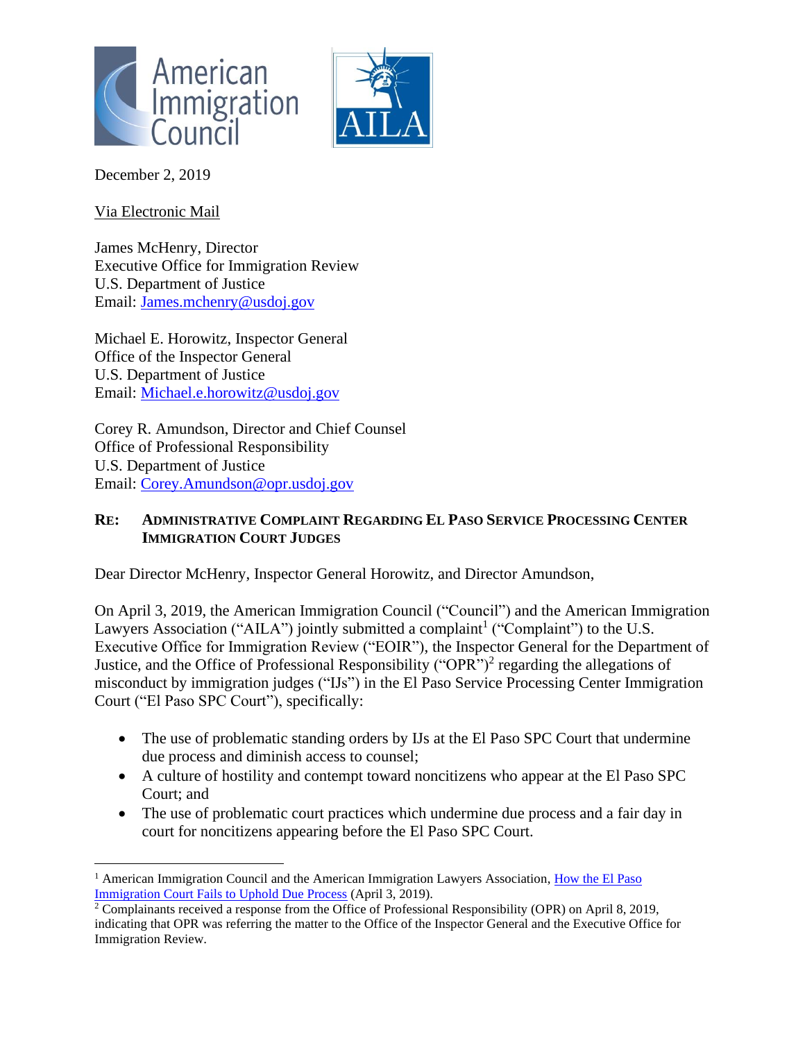American Immigration Council

AILA

December 2, 2019

Via Electronic Mail

James McHenry, Director
Executive Office for Immigration Review
U.S. Department of Justice
Email: James.mchenry@usdoj.gov

Michael E. Horowitz, Inspector General
Office of the Inspector General
U.S. Department of Justice
Email: Michael.e.horowitz@usdoj.gov

Corey R. Amundson, Director and Chief Counsel
Office of Professional Responsibility
U.S. Department of Justice
Email: Corey.Amundson@opr.usdoj.gov

**RE: ADMINISTRATIVE COMPLAINT REGARDING EL PASO SERVICE PROCESSING CENTER IMMIGRATION COURT JUDGES**

Dear Director McHenry, Inspector General Horowitz, and Director Amundson,

On April 3, 2019, the American Immigration Council ("Council") and the American Immigration Lawyers Association ("AILA") jointly submitted a complaint[1] ("Complaint") to the U.S. Executive Office for Immigration Review ("EOIR"), the Inspector General for the Department of Justice, and the Office of Professional Responsibility ("OPR")[2] regarding the allegations of misconduct by immigration judges ("IJs") in the El Paso Service Processing Center Immigration Court ("El Paso SPC Court"), specifically:

- The use of problematic standing orders by IJs at the El Paso SPC Court that undermine due process and diminish access to counsel;
- A culture of hostility and contempt toward noncitizens who appear at the El Paso SPC Court; and
- The use of problematic court practices which undermine due process and a fair day in court for noncitizens appearing before the El Paso SPC Court.

[1] American Immigration Council and the American Immigration Lawyers Association, How the El Paso Immigration Court Fails to Uphold Due Process (April 3, 2019).

[2] Complainants received a response from the Office of Professional Responsibility (OPR) on April 8, 2019, indicating that OPR was referring the matter to the Office of the Inspector General and the Executive Office for Immigration Review.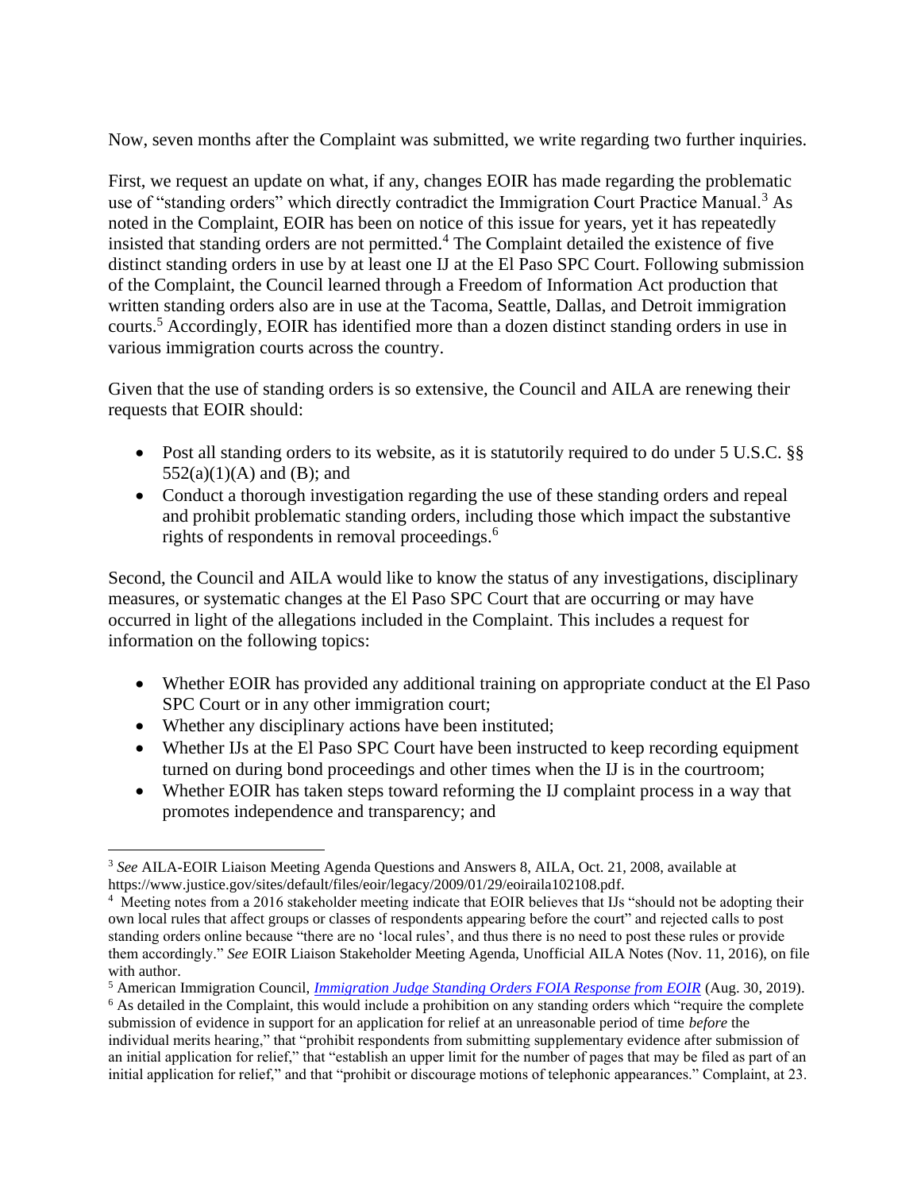Now, seven months after the Complaint was submitted, we write regarding two further inquiries.

First, we request an update on what, if any, changes EOIR has made regarding the problematic use of "standing orders" which directly contradict the Immigration Court Practice Manual.[3] As noted in the Complaint, EOIR has been on notice of this issue for years, yet it has repeatedly insisted that standing orders are not permitted.[4] The Complaint detailed the existence of five distinct standing orders in use by at least one IJ at the El Paso SPC Court. Following submission of the Complaint, the Council learned through a Freedom of Information Act production that written standing orders also are in use at the Tacoma, Seattle, Dallas, and Detroit immigration courts.[5] Accordingly, EOIR has identified more than a dozen distinct standing orders in use in various immigration courts across the country.

Given that the use of standing orders is so extensive, the Council and AILA are renewing their requests that EOIR should:

- Post all standing orders to its website, as it is statutorily required to do under 5 U.S.C. §§ 552(a)(1)(A) and (B); and
- Conduct a thorough investigation regarding the use of these standing orders and repeal and prohibit problematic standing orders, including those which impact the substantive rights of respondents in removal proceedings.[6]

Second, the Council and AILA would like to know the status of any investigations, disciplinary measures, or systematic changes at the El Paso SPC Court that are occurring or may have occurred in light of the allegations included in the Complaint. This includes a request for information on the following topics:

- Whether EOIR has provided any additional training on appropriate conduct at the El Paso SPC Court or in any other immigration court;
- Whether any disciplinary actions have been instituted;
- Whether IJs at the El Paso SPC Court have been instructed to keep recording equipment turned on during bond proceedings and other times when the IJ is in the courtroom;
- Whether EOIR has taken steps toward reforming the IJ complaint process in a way that promotes independence and transparency; and

---

[3] *See* AILA-EOIR Liaison Meeting Agenda Questions and Answers 8, AILA, Oct. 21, 2008, available at https://www.justice.gov/sites/default/files/eoir/legacy/2009/01/29/eoiraila102108.pdf.

[4] Meeting notes from a 2016 stakeholder meeting indicate that EOIR believes that IJs "should not be adopting their own local rules that affect groups or classes of respondents appearing before the court" and rejected calls to post standing orders online because "there are no 'local rules', and thus there is no need to post these rules or provide them accordingly." *See* EOIR Liaison Stakeholder Meeting Agenda, Unofficial AILA Notes (Nov. 11, 2016), on file with author.

[5] American Immigration Council, *Immigration Judge Standing Orders FOIA Response from EOIR* (Aug. 30, 2019).

[6] As detailed in the Complaint, this would include a prohibition on any standing orders which "require the complete submission of evidence in support for an application for relief at an unreasonable period of time *before* the individual merits hearing," that "prohibit respondents from submitting supplementary evidence after submission of an initial application for relief," that "establish an upper limit for the number of pages that may be filed as part of an initial application for relief," and that "prohibit or discourage motions of telephonic appearances." Complaint, at 23.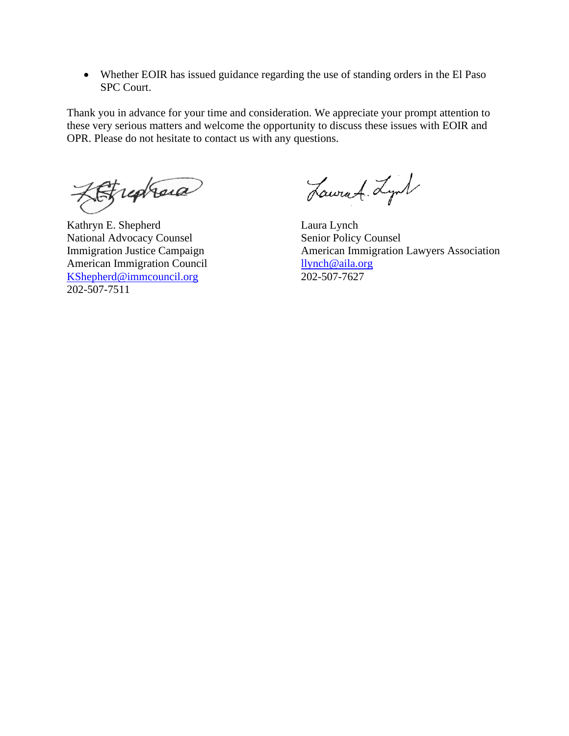- Whether EOIR has issued guidance regarding the use of standing orders in the El Paso SPC Court.

Thank you in advance for your time and consideration. We appreciate your prompt attention to these very serious matters and welcome the opportunity to discuss these issues with EOIR and OPR. Please do not hesitate to contact us with any questions.

Kathryn E. Shepherd
National Advocacy Counsel
Immigration Justice Campaign
American Immigration Council
KShepherd@immcouncil.org
202-507-7511

Laura Lynch
Senior Policy Counsel
American Immigration Lawyers Association
llynch@aila.org
202-507-7627